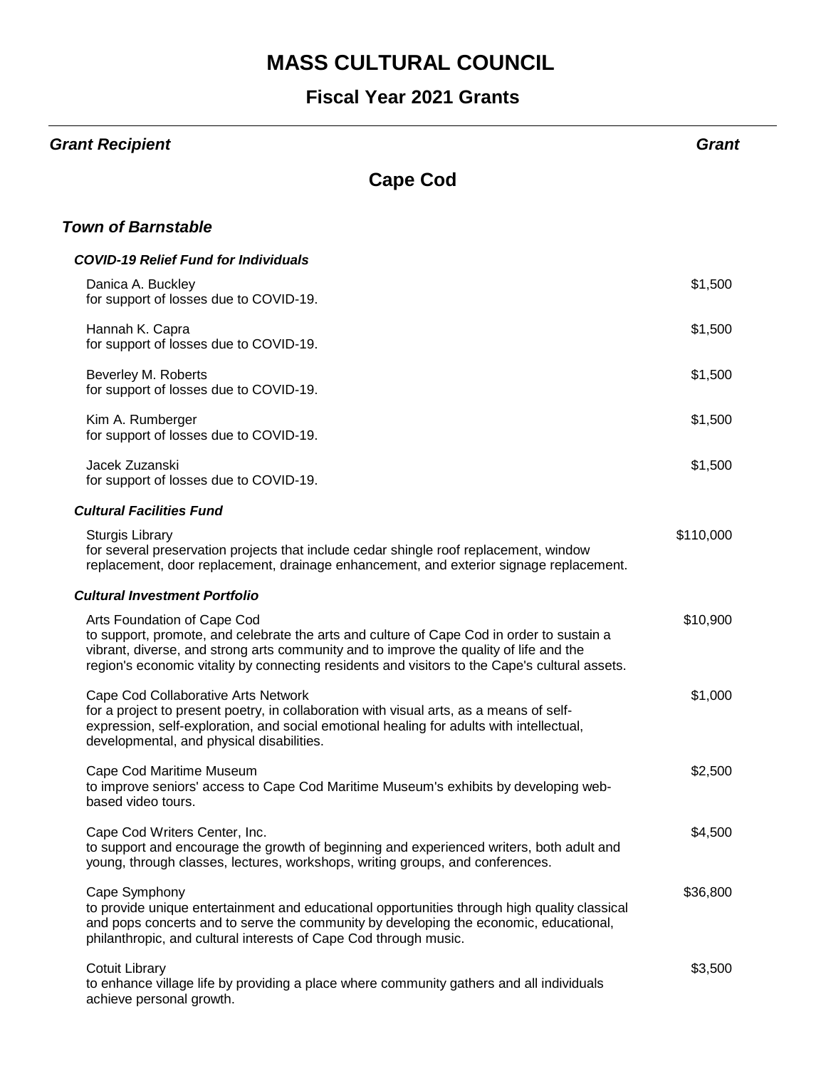# MASS CULTURAL COUNCIL

## Fiscal Year 2021 Grants

| *Grant Recipient* | *Grant* |
|---|---|

## Cape Cod

### *Town of Barnstable*

#### *COVID-19 Relief Fund for Individuals*

| Recipient | Grant |
|---|---|
| Danica A. Buckley<br>for support of losses due to COVID-19. | $1,500 |
| Hannah K. Capra<br>for support of losses due to COVID-19. | $1,500 |
| Beverley M. Roberts<br>for support of losses due to COVID-19. | $1,500 |
| Kim A. Rumberger<br>for support of losses due to COVID-19. | $1,500 |
| Jacek Zuzanski<br>for support of losses due to COVID-19. | $1,500 |

#### *Cultural Facilities Fund*

| Recipient | Grant |
|---|---|
| Sturgis Library<br>for several preservation projects that include cedar shingle roof replacement, window replacement, door replacement, drainage enhancement, and exterior signage replacement. | $110,000 |

#### *Cultural Investment Portfolio*

| Recipient | Grant |
|---|---|
| Arts Foundation of Cape Cod<br>to support, promote, and celebrate the arts and culture of Cape Cod in order to sustain a vibrant, diverse, and strong arts community and to improve the quality of life and the region's economic vitality by connecting residents and visitors to the Cape's cultural assets. | $10,900 |
| Cape Cod Collaborative Arts Network<br>for a project to present poetry, in collaboration with visual arts, as a means of self-expression, self-exploration, and social emotional healing for adults with intellectual, developmental, and physical disabilities. | $1,000 |
| Cape Cod Maritime Museum<br>to improve seniors' access to Cape Cod Maritime Museum's exhibits by developing web-based video tours. | $2,500 |
| Cape Cod Writers Center, Inc.<br>to support and encourage the growth of beginning and experienced writers, both adult and young, through classes, lectures, workshops, writing groups, and conferences. | $4,500 |
| Cape Symphony<br>to provide unique entertainment and educational opportunities through high quality classical and pops concerts and to serve the community by developing the economic, educational, philanthropic, and cultural interests of Cape Cod through music. | $36,800 |
| Cotuit Library<br>to enhance village life by providing a place where community gathers and all individuals achieve personal growth. | $3,500 |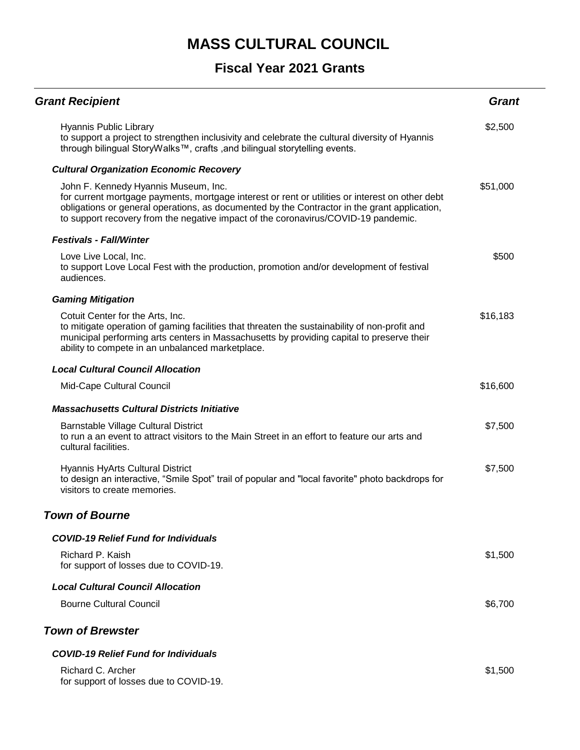# MASS CULTURAL COUNCIL

## Fiscal Year 2021 Grants

| Grant Recipient | Grant |
| --- | --- |
| Hyannis Public Library<br>to support a project to strengthen inclusivity and celebrate the cultural diversity of Hyannis through bilingual StoryWalks™, crafts ,and bilingual storytelling events. | $2,500 |
| ***Cultural Organization Economic Recovery*** | |
| John F. Kennedy Hyannis Museum, Inc.<br>for current mortgage payments, mortgage interest or rent or utilities or interest on other debt obligations or general operations, as documented by the Contractor in the grant application, to support recovery from the negative impact of the coronavirus/COVID-19 pandemic. | $51,000 |
| ***Festivals - Fall/Winter*** | |
| Love Live Local, Inc.<br>to support Love Local Fest with the production, promotion and/or development of festival audiences. | $500 |
| ***Gaming Mitigation*** | |
| Cotuit Center for the Arts, Inc.<br>to mitigate operation of gaming facilities that threaten the sustainability of non-profit and municipal performing arts centers in Massachusetts by providing capital to preserve their ability to compete in an unbalanced marketplace. | $16,183 |
| ***Local Cultural Council Allocation*** | |
| Mid-Cape Cultural Council | $16,600 |
| ***Massachusetts Cultural Districts Initiative*** | |
| Barnstable Village Cultural District<br>to run a an event to attract visitors to the Main Street in an effort to feature our arts and cultural facilities. | $7,500 |
| Hyannis HyArts Cultural District<br>to design an interactive, “Smile Spot” trail of popular and "local favorite" photo backdrops for visitors to create memories. | $7,500 |

### *Town of Bourne*

| Grant Recipient | Grant |
| --- | --- |
| ***COVID-19 Relief Fund for Individuals*** | |
| Richard P. Kaish<br>for support of losses due to COVID-19. | $1,500 |
| ***Local Cultural Council Allocation*** | |
| Bourne Cultural Council | $6,700 |

### *Town of Brewster*

| Grant Recipient | Grant |
| --- | --- |
| ***COVID-19 Relief Fund for Individuals*** | |
| Richard C. Archer<br>for support of losses due to COVID-19. | $1,500 |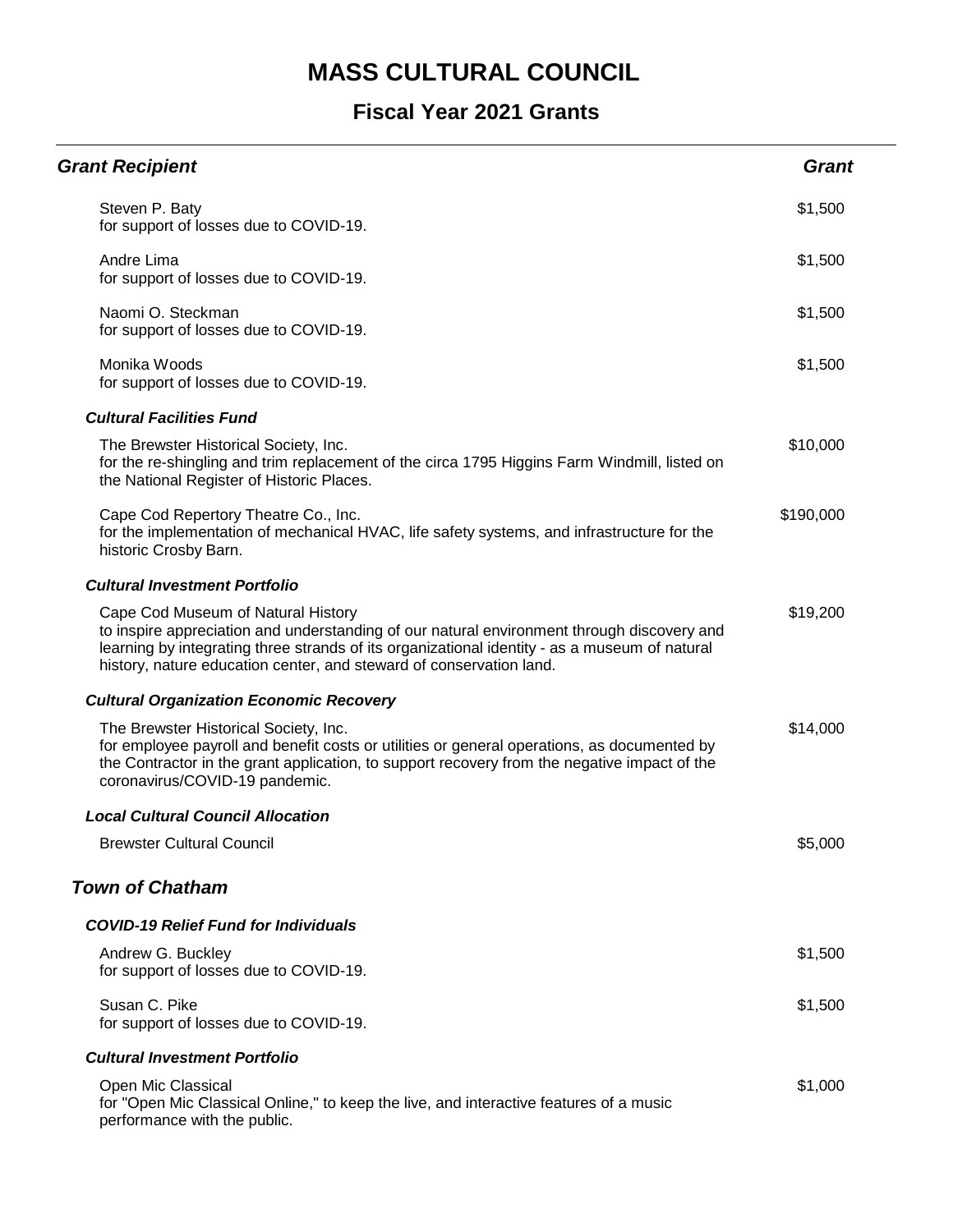# MASS CULTURAL COUNCIL

## Fiscal Year 2021 Grants

| Grant Recipient | Grant |
|---|---|
| Steven P. Baty<br>for support of losses due to COVID-19. | $1,500 |
| Andre Lima<br>for support of losses due to COVID-19. | $1,500 |
| Naomi O. Steckman<br>for support of losses due to COVID-19. | $1,500 |
| Monika Woods<br>for support of losses due to COVID-19. | $1,500 |
| ***Cultural Facilities Fund*** | |
| The Brewster Historical Society, Inc.<br>for the re-shingling and trim replacement of the circa 1795 Higgins Farm Windmill, listed on the National Register of Historic Places. | $10,000 |
| Cape Cod Repertory Theatre Co., Inc.<br>for the implementation of mechanical HVAC, life safety systems, and infrastructure for the historic Crosby Barn. | $190,000 |
| ***Cultural Investment Portfolio*** | |
| Cape Cod Museum of Natural History<br>to inspire appreciation and understanding of our natural environment through discovery and learning by integrating three strands of its organizational identity - as a museum of natural history, nature education center, and steward of conservation land. | $19,200 |
| ***Cultural Organization Economic Recovery*** | |
| The Brewster Historical Society, Inc.<br>for employee payroll and benefit costs or utilities or general operations, as documented by the Contractor in the grant application, to support recovery from the negative impact of the coronavirus/COVID-19 pandemic. | $14,000 |
| ***Local Cultural Council Allocation*** | |
| Brewster Cultural Council | $5,000 |

### *Town of Chatham*

| Grant Recipient | Grant |
|---|---|
| ***COVID-19 Relief Fund for Individuals*** | |
| Andrew G. Buckley<br>for support of losses due to COVID-19. | $1,500 |
| Susan C. Pike<br>for support of losses due to COVID-19. | $1,500 |
| ***Cultural Investment Portfolio*** | |
| Open Mic Classical<br>for "Open Mic Classical Online," to keep the live, and interactive features of a music performance with the public. | $1,000 |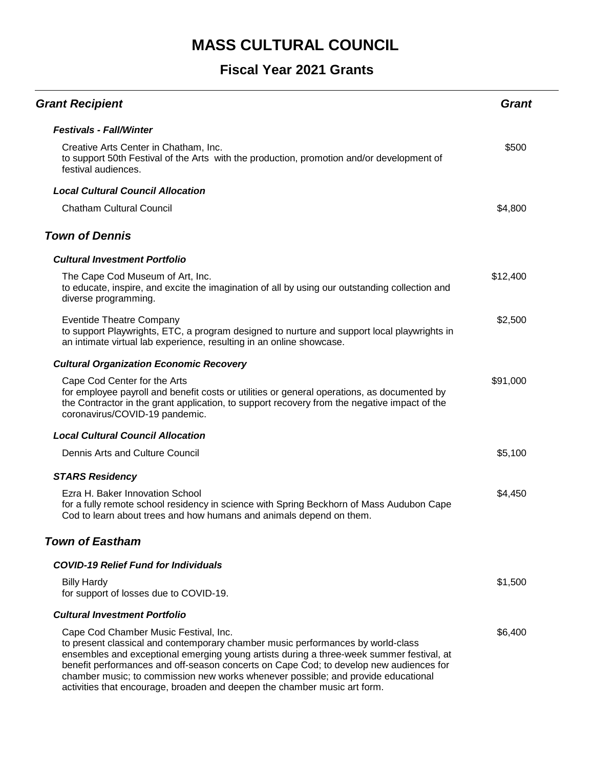# MASS CULTURAL COUNCIL

## Fiscal Year 2021 Grants

| Grant Recipient | Grant |
| --- | --- |
| ***Festivals - Fall/Winter*** | |
| Creative Arts Center in Chatham, Inc.<br>to support 50th Festival of the Arts with the production, promotion and/or development of festival audiences. | $500 |
| ***Local Cultural Council Allocation*** | |
| Chatham Cultural Council | $4,800 |
| ***Town of Dennis*** | |
| ***Cultural Investment Portfolio*** | |
| The Cape Cod Museum of Art, Inc.<br>to educate, inspire, and excite the imagination of all by using our outstanding collection and diverse programming. | $12,400 |
| Eventide Theatre Company<br>to support Playwrights, ETC, a program designed to nurture and support local playwrights in an intimate virtual lab experience, resulting in an online showcase. | $2,500 |
| ***Cultural Organization Economic Recovery*** | |
| Cape Cod Center for the Arts<br>for employee payroll and benefit costs or utilities or general operations, as documented by the Contractor in the grant application, to support recovery from the negative impact of the coronavirus/COVID-19 pandemic. | $91,000 |
| ***Local Cultural Council Allocation*** | |
| Dennis Arts and Culture Council | $5,100 |
| ***STARS Residency*** | |
| Ezra H. Baker Innovation School<br>for a fully remote school residency in science with Spring Beckhorn of Mass Audubon Cape Cod to learn about trees and how humans and animals depend on them. | $4,450 |
| ***Town of Eastham*** | |
| ***COVID-19 Relief Fund for Individuals*** | |
| Billy Hardy<br>for support of losses due to COVID-19. | $1,500 |
| ***Cultural Investment Portfolio*** | |
| Cape Cod Chamber Music Festival, Inc.<br>to present classical and contemporary chamber music performances by world-class ensembles and exceptional emerging young artists during a three-week summer festival, at benefit performances and off-season concerts on Cape Cod; to develop new audiences for chamber music; to commission new works whenever possible; and provide educational activities that encourage, broaden and deepen the chamber music art form. | $6,400 |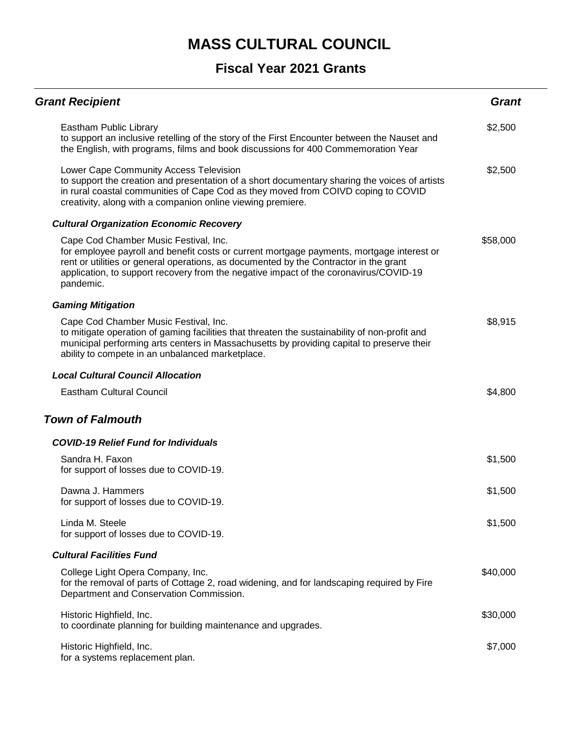# MASS CULTURAL COUNCIL

## Fiscal Year 2021 Grants

| Grant Recipient | Grant |
| --- | --- |
| Eastham Public Library<br>to support an inclusive retelling of the story of the First Encounter between the Nauset and the English, with programs, films and book discussions for 400 Commemoration Year | $2,500 |
| Lower Cape Community Access Television<br>to support the creation and presentation of a short documentary sharing the voices of artists in rural coastal communities of Cape Cod as they moved from COIVD coping to COVID creativity, along with a companion online viewing premiere. | $2,500 |
| ***Cultural Organization Economic Recovery*** | |
| Cape Cod Chamber Music Festival, Inc.<br>for employee payroll and benefit costs or current mortgage payments, mortgage interest or rent or utilities or general operations, as documented by the Contractor in the grant application, to support recovery from the negative impact of the coronavirus/COVID-19 pandemic. | $58,000 |
| ***Gaming Mitigation*** | |
| Cape Cod Chamber Music Festival, Inc.<br>to mitigate operation of gaming facilities that threaten the sustainability of non-profit and municipal performing arts centers in Massachusetts by providing capital to preserve their ability to compete in an unbalanced marketplace. | $8,915 |
| ***Local Cultural Council Allocation*** | |
| Eastham Cultural Council | $4,800 |

### *Town of Falmouth*

| Grant Recipient | Grant |
| --- | --- |
| ***COVID-19 Relief Fund for Individuals*** | |
| Sandra H. Faxon<br>for support of losses due to COVID-19. | $1,500 |
| Dawna J. Hammers<br>for support of losses due to COVID-19. | $1,500 |
| Linda M. Steele<br>for support of losses due to COVID-19. | $1,500 |
| ***Cultural Facilities Fund*** | |
| College Light Opera Company, Inc.<br>for the removal of parts of Cottage 2, road widening, and for landscaping required by Fire Department and Conservation Commission. | $40,000 |
| Historic Highfield, Inc.<br>to coordinate planning for building maintenance and upgrades. | $30,000 |
| Historic Highfield, Inc.<br>for a systems replacement plan. | $7,000 |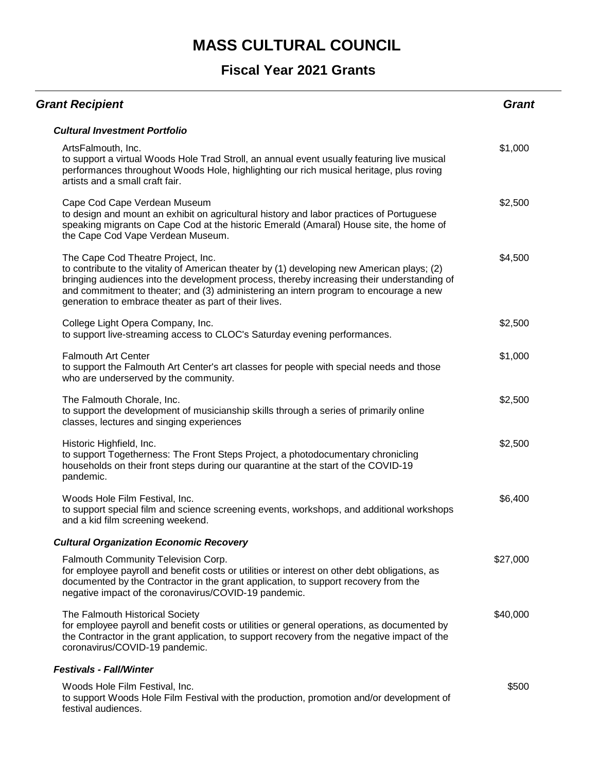# MASS CULTURAL COUNCIL

## Fiscal Year 2021 Grants

| ***Grant Recipient*** | ***Grant*** |
|---|---|
| ***Cultural Investment Portfolio*** | |
| ArtsFalmouth, Inc.<br>to support a virtual Woods Hole Trad Stroll, an annual event usually featuring live musical performances throughout Woods Hole, highlighting our rich musical heritage, plus roving artists and a small craft fair. | $1,000 |
| Cape Cod Cape Verdean Museum<br>to design and mount an exhibit on agricultural history and labor practices of Portuguese speaking migrants on Cape Cod at the historic Emerald (Amaral) House site, the home of the Cape Cod Vape Verdean Museum. | $2,500 |
| The Cape Cod Theatre Project, Inc.<br>to contribute to the vitality of American theater by (1) developing new American plays; (2) bringing audiences into the development process, thereby increasing their understanding of and commitment to theater; and (3) administering an intern program to encourage a new generation to embrace theater as part of their lives. | $4,500 |
| College Light Opera Company, Inc.<br>to support live-streaming access to CLOC's Saturday evening performances. | $2,500 |
| Falmouth Art Center<br>to support the Falmouth Art Center's art classes for people with special needs and those who are underserved by the community. | $1,000 |
| The Falmouth Chorale, Inc.<br>to support the development of musicianship skills through a series of primarily online classes, lectures and singing experiences | $2,500 |
| Historic Highfield, Inc.<br>to support Togetherness: The Front Steps Project, a photodocumentary chronicling households on their front steps during our quarantine at the start of the COVID-19 pandemic. | $2,500 |
| Woods Hole Film Festival, Inc.<br>to support special film and science screening events, workshops, and additional workshops and a kid film screening weekend. | $6,400 |
| ***Cultural Organization Economic Recovery*** | |
| Falmouth Community Television Corp.<br>for employee payroll and benefit costs or utilities or interest on other debt obligations, as documented by the Contractor in the grant application, to support recovery from the negative impact of the coronavirus/COVID-19 pandemic. | $27,000 |
| The Falmouth Historical Society<br>for employee payroll and benefit costs or utilities or general operations, as documented by the Contractor in the grant application, to support recovery from the negative impact of the coronavirus/COVID-19 pandemic. | $40,000 |
| ***Festivals - Fall/Winter*** | |
| Woods Hole Film Festival, Inc.<br>to support Woods Hole Film Festival with the production, promotion and/or development of festival audiences. | $500 |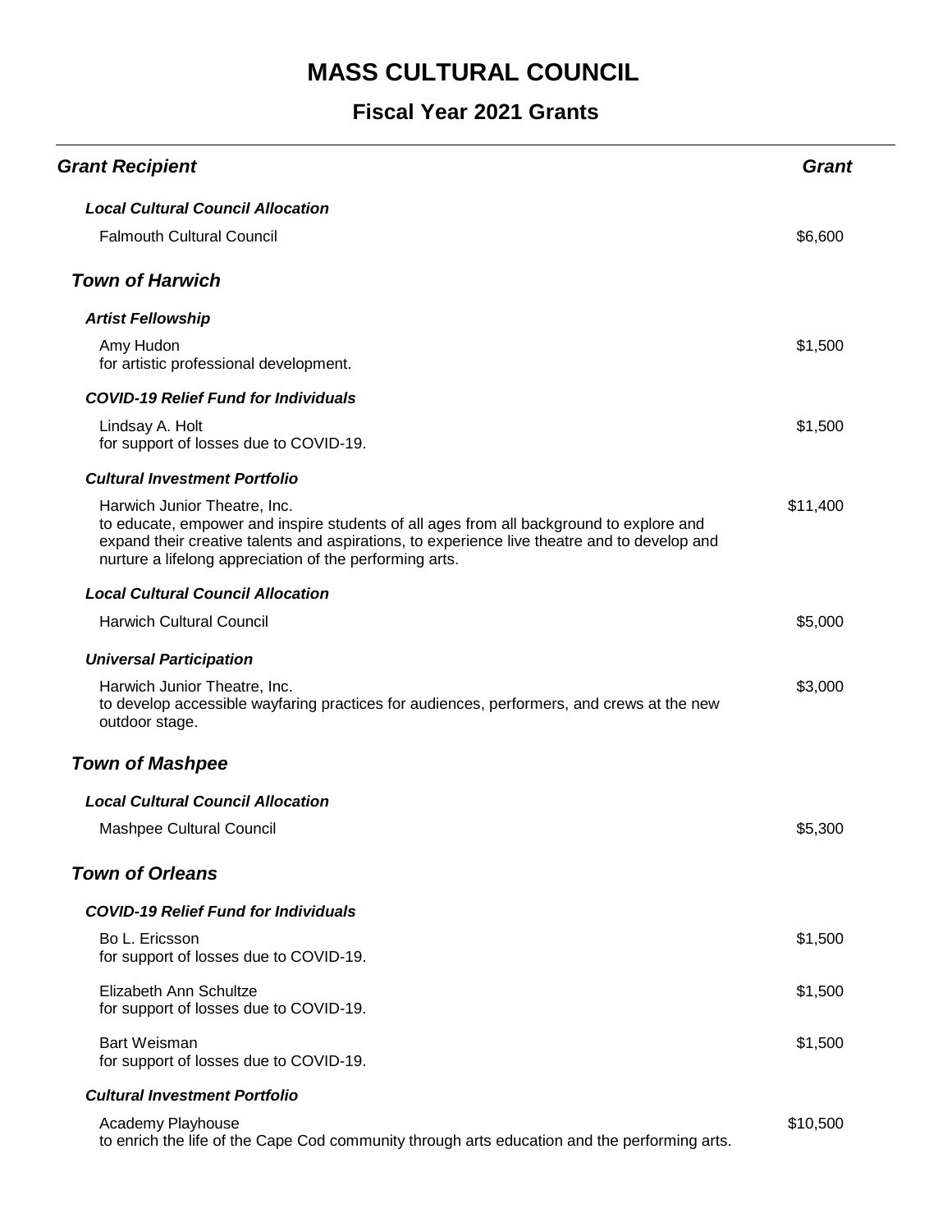# MASS CULTURAL COUNCIL

## Fiscal Year 2021 Grants

| *Grant Recipient* | *Grant* |
|---|---|
| ***Local Cultural Council Allocation*** | |
| Falmouth Cultural Council | $6,600 |
| ***Town of Harwich*** | |
| ***Artist Fellowship*** | |
| Amy Hudon<br>for artistic professional development. | $1,500 |
| ***COVID-19 Relief Fund for Individuals*** | |
| Lindsay A. Holt<br>for support of losses due to COVID-19. | $1,500 |
| ***Cultural Investment Portfolio*** | |
| Harwich Junior Theatre, Inc.<br>to educate, empower and inspire students of all ages from all background to explore and expand their creative talents and aspirations, to experience live theatre and to develop and nurture a lifelong appreciation of the performing arts. | $11,400 |
| ***Local Cultural Council Allocation*** | |
| Harwich Cultural Council | $5,000 |
| ***Universal Participation*** | |
| Harwich Junior Theatre, Inc.<br>to develop accessible wayfaring practices for audiences, performers, and crews at the new outdoor stage. | $3,000 |
| ***Town of Mashpee*** | |
| ***Local Cultural Council Allocation*** | |
| Mashpee Cultural Council | $5,300 |
| ***Town of Orleans*** | |
| ***COVID-19 Relief Fund for Individuals*** | |
| Bo L. Ericsson<br>for support of losses due to COVID-19. | $1,500 |
| Elizabeth Ann Schultze<br>for support of losses due to COVID-19. | $1,500 |
| Bart Weisman<br>for support of losses due to COVID-19. | $1,500 |
| ***Cultural Investment Portfolio*** | |
| Academy Playhouse<br>to enrich the life of the Cape Cod community through arts education and the performing arts. | $10,500 |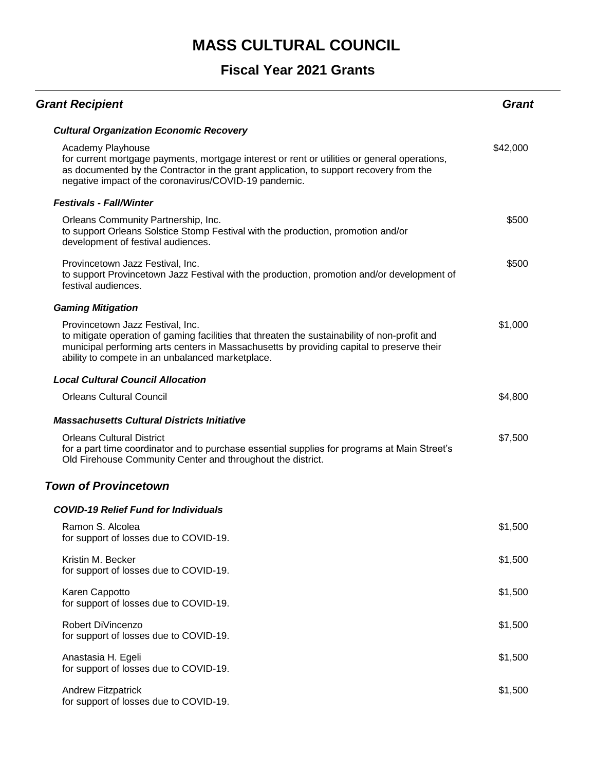# MASS CULTURAL COUNCIL

## Fiscal Year 2021 Grants

| *Grant Recipient* | *Grant* |
|---|---|
| ***Cultural Organization Economic Recovery*** | |
| Academy Playhouse<br>for current mortgage payments, mortgage interest or rent or utilities or general operations, as documented by the Contractor in the grant application, to support recovery from the negative impact of the coronavirus/COVID-19 pandemic. | $42,000 |
| ***Festivals - Fall/Winter*** | |
| Orleans Community Partnership, Inc.<br>to support Orleans Solstice Stomp Festival with the production, promotion and/or development of festival audiences. | $500 |
| Provincetown Jazz Festival, Inc.<br>to support Provincetown Jazz Festival with the production, promotion and/or development of festival audiences. | $500 |
| ***Gaming Mitigation*** | |
| Provincetown Jazz Festival, Inc.<br>to mitigate operation of gaming facilities that threaten the sustainability of non-profit and municipal performing arts centers in Massachusetts by providing capital to preserve their ability to compete in an unbalanced marketplace. | $1,000 |
| ***Local Cultural Council Allocation*** | |
| Orleans Cultural Council | $4,800 |
| ***Massachusetts Cultural Districts Initiative*** | |
| Orleans Cultural District<br>for a part time coordinator and to purchase essential supplies for programs at Main Street's Old Firehouse Community Center and throughout the district. | $7,500 |

### *Town of Provincetown*

| | |
|---|---|
| ***COVID-19 Relief Fund for Individuals*** | |
| Ramon S. Alcolea<br>for support of losses due to COVID-19. | $1,500 |
| Kristin M. Becker<br>for support of losses due to COVID-19. | $1,500 |
| Karen Cappotto<br>for support of losses due to COVID-19. | $1,500 |
| Robert DiVincenzo<br>for support of losses due to COVID-19. | $1,500 |
| Anastasia H. Egeli<br>for support of losses due to COVID-19. | $1,500 |
| Andrew Fitzpatrick<br>for support of losses due to COVID-19. | $1,500 |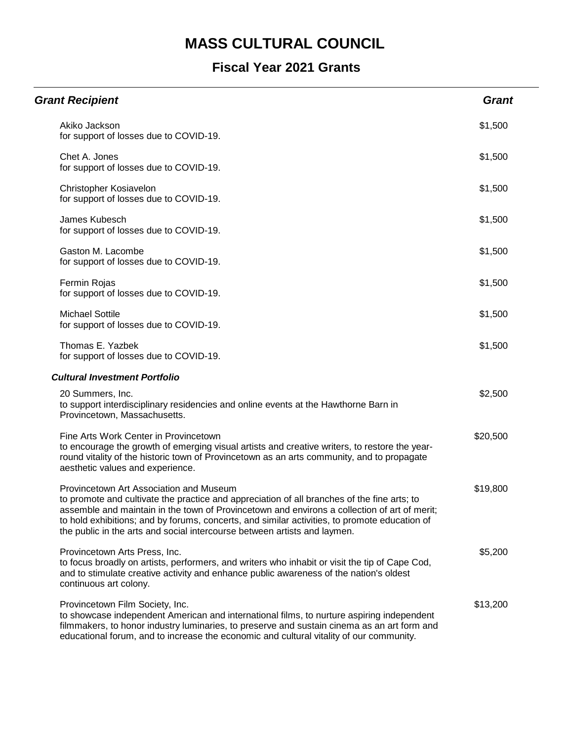# MASS CULTURAL COUNCIL

## Fiscal Year 2021 Grants

| ***Grant Recipient*** | ***Grant*** |
|---|---|
| Akiko Jackson<br>for support of losses due to COVID-19. | $1,500 |
| Chet A. Jones<br>for support of losses due to COVID-19. | $1,500 |
| Christopher Kosiavelon<br>for support of losses due to COVID-19. | $1,500 |
| James Kubesch<br>for support of losses due to COVID-19. | $1,500 |
| Gaston M. Lacombe<br>for support of losses due to COVID-19. | $1,500 |
| Fermin Rojas<br>for support of losses due to COVID-19. | $1,500 |
| Michael Sottile<br>for support of losses due to COVID-19. | $1,500 |
| Thomas E. Yazbek<br>for support of losses due to COVID-19. | $1,500 |
| ***Cultural Investment Portfolio*** | |
| 20 Summers, Inc.<br>to support interdisciplinary residencies and online events at the Hawthorne Barn in Provincetown, Massachusetts. | $2,500 |
| Fine Arts Work Center in Provincetown<br>to encourage the growth of emerging visual artists and creative writers, to restore the year-round vitality of the historic town of Provincetown as an arts community, and to propagate aesthetic values and experience. | $20,500 |
| Provincetown Art Association and Museum<br>to promote and cultivate the practice and appreciation of all branches of the fine arts; to assemble and maintain in the town of Provincetown and environs a collection of art of merit; to hold exhibitions; and by forums, concerts, and similar activities, to promote education of the public in the arts and social intercourse between artists and laymen. | $19,800 |
| Provincetown Arts Press, Inc.<br>to focus broadly on artists, performers, and writers who inhabit or visit the tip of Cape Cod, and to stimulate creative activity and enhance public awareness of the nation's oldest continuous art colony. | $5,200 |
| Provincetown Film Society, Inc.<br>to showcase independent American and international films, to nurture aspiring independent filmmakers, to honor industry luminaries, to preserve and sustain cinema as an art form and educational forum, and to increase the economic and cultural vitality of our community. | $13,200 |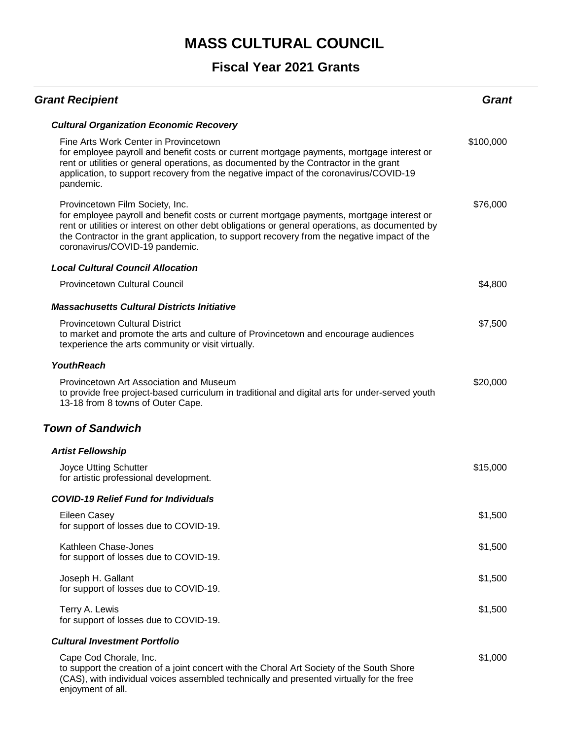# MASS CULTURAL COUNCIL

## Fiscal Year 2021 Grants

| Grant Recipient | Grant |
|---|---|
| ***Cultural Organization Economic Recovery*** | |
| Fine Arts Work Center in Provincetown<br>for employee payroll and benefit costs or current mortgage payments, mortgage interest or rent or utilities or general operations, as documented by the Contractor in the grant application, to support recovery from the negative impact of the coronavirus/COVID-19 pandemic. | $100,000 |
| Provincetown Film Society, Inc.<br>for employee payroll and benefit costs or current mortgage payments, mortgage interest or rent or utilities or interest on other debt obligations or general operations, as documented by the Contractor in the grant application, to support recovery from the negative impact of the coronavirus/COVID-19 pandemic. | $76,000 |
| ***Local Cultural Council Allocation*** | |
| Provincetown Cultural Council | $4,800 |
| ***Massachusetts Cultural Districts Initiative*** | |
| Provincetown Cultural District<br>to market and promote the arts and culture of Provincetown and encourage audiences texperience the arts community or visit virtually. | $7,500 |
| ***YouthReach*** | |
| Provincetown Art Association and Museum<br>to provide free project-based curriculum in traditional and digital arts for under-served youth 13-18 from 8 towns of Outer Cape. | $20,000 |

### *Town of Sandwich*

| Grant Recipient | Grant |
|---|---|
| ***Artist Fellowship*** | |
| Joyce Utting Schutter<br>for artistic professional development. | $15,000 |
| ***COVID-19 Relief Fund for Individuals*** | |
| Eileen Casey<br>for support of losses due to COVID-19. | $1,500 |
| Kathleen Chase-Jones<br>for support of losses due to COVID-19. | $1,500 |
| Joseph H. Gallant<br>for support of losses due to COVID-19. | $1,500 |
| Terry A. Lewis<br>for support of losses due to COVID-19. | $1,500 |
| ***Cultural Investment Portfolio*** | |
| Cape Cod Chorale, Inc.<br>to support the creation of a joint concert with the Choral Art Society of the South Shore (CAS), with individual voices assembled technically and presented virtually for the free enjoyment of all. | $1,000 |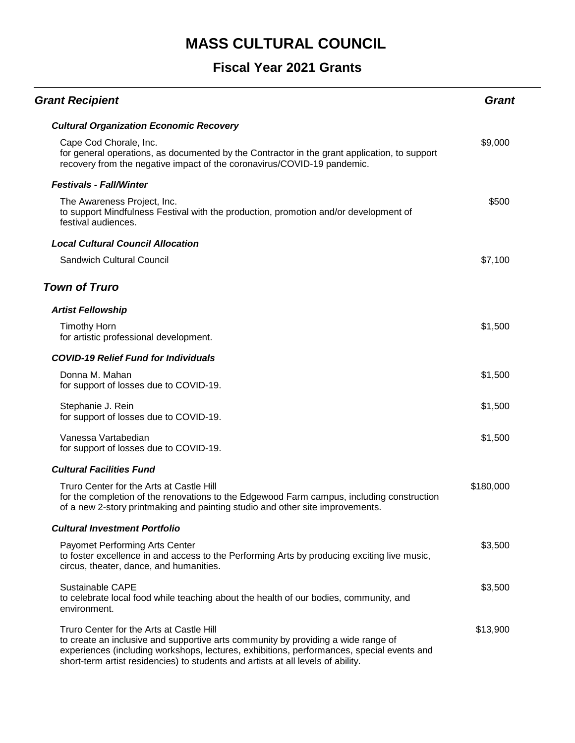# MASS CULTURAL COUNCIL

## Fiscal Year 2021 Grants

| Grant Recipient | Grant |
|---|---|
| ***Cultural Organization Economic Recovery*** | |
| Cape Cod Chorale, Inc.<br>for general operations, as documented by the Contractor in the grant application, to support recovery from the negative impact of the coronavirus/COVID-19 pandemic. | $9,000 |
| ***Festivals - Fall/Winter*** | |
| The Awareness Project, Inc.<br>to support Mindfulness Festival with the production, promotion and/or development of festival audiences. | $500 |
| ***Local Cultural Council Allocation*** | |
| Sandwich Cultural Council | $7,100 |

### *Town of Truro*

| Grant Recipient | Grant |
|---|---|
| ***Artist Fellowship*** | |
| Timothy Horn<br>for artistic professional development. | $1,500 |
| ***COVID-19 Relief Fund for Individuals*** | |
| Donna M. Mahan<br>for support of losses due to COVID-19. | $1,500 |
| Stephanie J. Rein<br>for support of losses due to COVID-19. | $1,500 |
| Vanessa Vartabedian<br>for support of losses due to COVID-19. | $1,500 |
| ***Cultural Facilities Fund*** | |
| Truro Center for the Arts at Castle Hill<br>for the completion of the renovations to the Edgewood Farm campus, including construction of a new 2-story printmaking and painting studio and other site improvements. | $180,000 |
| ***Cultural Investment Portfolio*** | |
| Payomet Performing Arts Center<br>to foster excellence in and access to the Performing Arts by producing exciting live music, circus, theater, dance, and humanities. | $3,500 |
| Sustainable CAPE<br>to celebrate local food while teaching about the health of our bodies, community, and environment. | $3,500 |
| Truro Center for the Arts at Castle Hill<br>to create an inclusive and supportive arts community by providing a wide range of experiences (including workshops, lectures, exhibitions, performances, special events and short-term artist residencies) to students and artists at all levels of ability. | $13,900 |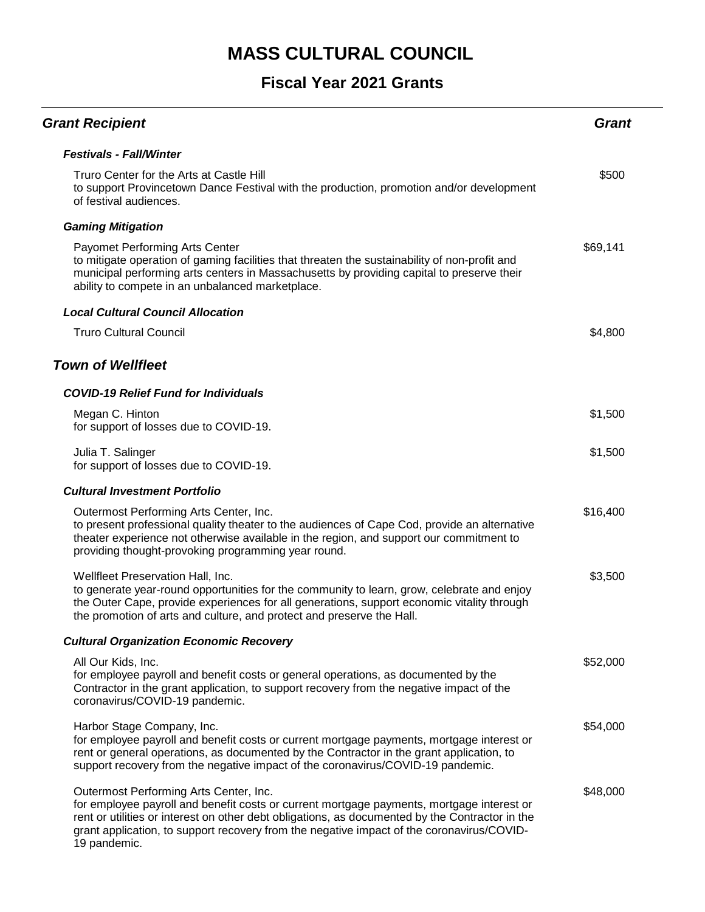# MASS CULTURAL COUNCIL

## Fiscal Year 2021 Grants

| *Grant Recipient* | *Grant* |
|---|---|
| ***Festivals - Fall/Winter*** | |
| Truro Center for the Arts at Castle Hill<br>to support Provincetown Dance Festival with the production, promotion and/or development of festival audiences. | $500 |
| ***Gaming Mitigation*** | |
| Payomet Performing Arts Center<br>to mitigate operation of gaming facilities that threaten the sustainability of non-profit and municipal performing arts centers in Massachusetts by providing capital to preserve their ability to compete in an unbalanced marketplace. | $69,141 |
| ***Local Cultural Council Allocation*** | |
| Truro Cultural Council | $4,800 |

### *Town of Wellfleet*

| *Grant Recipient* | *Grant* |
|---|---|
| ***COVID-19 Relief Fund for Individuals*** | |
| Megan C. Hinton<br>for support of losses due to COVID-19. | $1,500 |
| Julia T. Salinger<br>for support of losses due to COVID-19. | $1,500 |
| ***Cultural Investment Portfolio*** | |
| Outermost Performing Arts Center, Inc.<br>to present professional quality theater to the audiences of Cape Cod, provide an alternative theater experience not otherwise available in the region, and support our commitment to providing thought-provoking programming year round. | $16,400 |
| Wellfleet Preservation Hall, Inc.<br>to generate year-round opportunities for the community to learn, grow, celebrate and enjoy the Outer Cape, provide experiences for all generations, support economic vitality through the promotion of arts and culture, and protect and preserve the Hall. | $3,500 |
| ***Cultural Organization Economic Recovery*** | |
| All Our Kids, Inc.<br>for employee payroll and benefit costs or general operations, as documented by the Contractor in the grant application, to support recovery from the negative impact of the coronavirus/COVID-19 pandemic. | $52,000 |
| Harbor Stage Company, Inc.<br>for employee payroll and benefit costs or current mortgage payments, mortgage interest or rent or general operations, as documented by the Contractor in the grant application, to support recovery from the negative impact of the coronavirus/COVID-19 pandemic. | $54,000 |
| Outermost Performing Arts Center, Inc.<br>for employee payroll and benefit costs or current mortgage payments, mortgage interest or rent or utilities or interest on other debt obligations, as documented by the Contractor in the grant application, to support recovery from the negative impact of the coronavirus/COVID-19 pandemic. | $48,000 |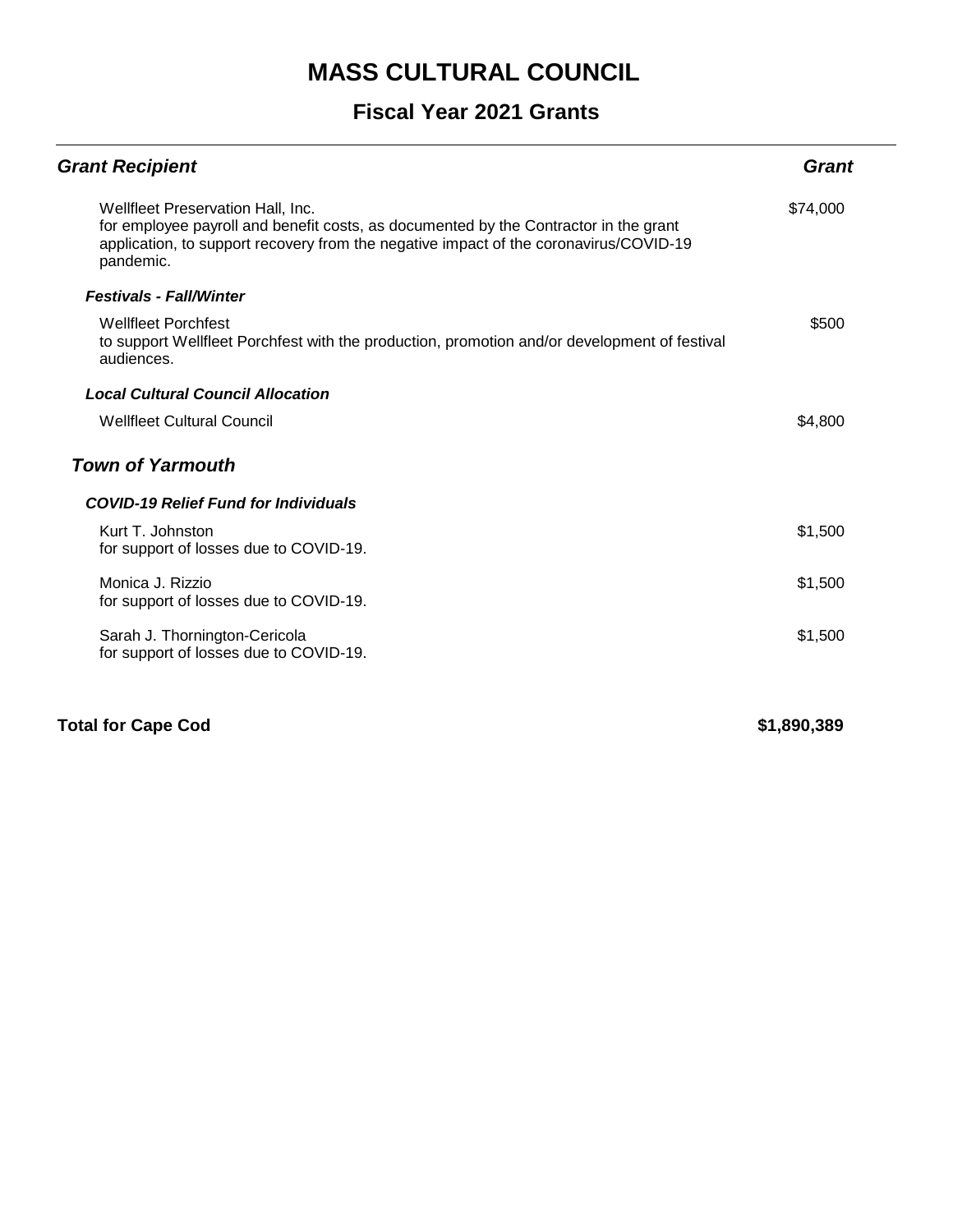# MASS CULTURAL COUNCIL

## Fiscal Year 2021 Grants

| *Grant Recipient* | *Grant* |
|---|---|
| Wellfleet Preservation Hall, Inc.<br>for employee payroll and benefit costs, as documented by the Contractor in the grant application, to support recovery from the negative impact of the coronavirus/COVID-19 pandemic. | $74,000 |
| ***Festivals - Fall/Winter*** | |
| Wellfleet Porchfest<br>to support Wellfleet Porchfest with the production, promotion and/or development of festival audiences. | $500 |
| ***Local Cultural Council Allocation*** | |
| Wellfleet Cultural Council | $4,800 |
| ***Town of Yarmouth*** | |
| ***COVID-19 Relief Fund for Individuals*** | |
| Kurt T. Johnston<br>for support of losses due to COVID-19. | $1,500 |
| Monica J. Rizzio<br>for support of losses due to COVID-19. | $1,500 |
| Sarah J. Thornington-Cericola<br>for support of losses due to COVID-19. | $1,500 |
| **Total for Cape Cod** | **$1,890,389** |